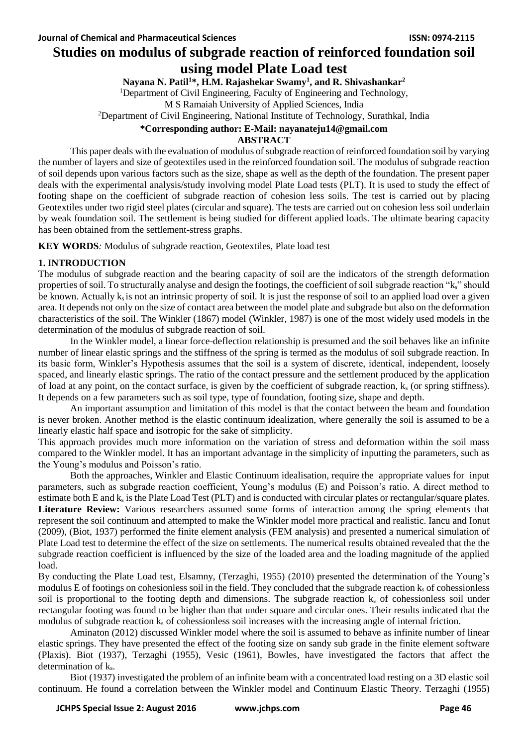# Studies on modulus of subgrade reaction of reinforced foundation soil using model Plate Load test

**Nayana N. Patil[1]*, H.M. Rajashekar Swamy[1], and R. Shivashankar[2]**

[1]Department of Civil Engineering, Faculty of Engineering and Technology,
M S Ramaiah University of Applied Sciences, India

[2]Department of Civil Engineering, National Institute of Technology, Surathkal, India

**\*Corresponding author: E-Mail: nayanateju14@gmail.com**

## ABSTRACT

This paper deals with the evaluation of modulus of subgrade reaction of reinforced foundation soil by varying the number of layers and size of geotextiles used in the reinforced foundation soil. The modulus of subgrade reaction of soil depends upon various factors such as the size, shape as well as the depth of the foundation. The present paper deals with the experimental analysis/study involving model Plate Load tests (PLT). It is used to study the effect of footing shape on the coefficient of subgrade reaction of cohesion less soils. The test is carried out by placing Geotextiles under two rigid steel plates (circular and square). The tests are carried out on cohesion less soil underlain by weak foundation soil. The settlement is being studied for different applied loads. The ultimate bearing capacity has been obtained from the settlement-stress graphs.

**KEY WORDS***:* Modulus of subgrade reaction, Geotextiles, Plate load test

## 1. INTRODUCTION

The modulus of subgrade reaction and the bearing capacity of soil are the indicators of the strength deformation properties of soil. To structurally analyse and design the footings, the coefficient of soil subgrade reaction "$k_s$" should be known. Actually $k_s$ is not an intrinsic property of soil. It is just the response of soil to an applied load over a given area. It depends not only on the size of contact area between the model plate and subgrade but also on the deformation characteristics of the soil. The Winkler (1867) model (Winkler, 1987) is one of the most widely used models in the determination of the modulus of subgrade reaction of soil.

In the Winkler model, a linear force-deflection relationship is presumed and the soil behaves like an infinite number of linear elastic springs and the stiffness of the spring is termed as the modulus of soil subgrade reaction. In its basic form, Winkler's Hypothesis assumes that the soil is a system of discrete, identical, independent, loosely spaced, and linearly elastic springs. The ratio of the contact pressure and the settlement produced by the application of load at any point, on the contact surface, is given by the coefficient of subgrade reaction, $k_s$ (or spring stiffness). It depends on a few parameters such as soil type, type of foundation, footing size, shape and depth.

An important assumption and limitation of this model is that the contact between the beam and foundation is never broken. Another method is the elastic continuum idealization, where generally the soil is assumed to be a linearly elastic half space and isotropic for the sake of simplicity.

This approach provides much more information on the variation of stress and deformation within the soil mass compared to the Winkler model. It has an important advantage in the simplicity of inputting the parameters, such as the Young's modulus and Poisson's ratio.

Both the approaches, Winkler and Elastic Continuum idealisation, require the appropriate values for input parameters, such as subgrade reaction coefficient, Young's modulus (E) and Poisson's ratio. A direct method to estimate both E and $k_s$ is the Plate Load Test (PLT) and is conducted with circular plates or rectangular/square plates.

**Literature Review:** Various researchers assumed some forms of interaction among the spring elements that represent the soil continuum and attempted to make the Winkler model more practical and realistic. Iancu and Ionut (2009), (Biot, 1937) performed the finite element analysis (FEM analysis) and presented a numerical simulation of Plate Load test to determine the effect of the size on settlements. The numerical results obtained revealed that the the subgrade reaction coefficient is influenced by the size of the loaded area and the loading magnitude of the applied load.

By conducting the Plate Load test, Elsamny, (Terzaghi, 1955) (2010) presented the determination of the Young's modulus E of footings on cohesionless soil in the field. They concluded that the subgrade reaction $k_s$ of cohessionless soil is proportional to the footing depth and dimensions. The subgrade reaction $k_s$ of cohessionless soil under rectangular footing was found to be higher than that under square and circular ones. Their results indicated that the modulus of subgrade reaction $k_s$ of cohessionless soil increases with the increasing angle of internal friction.

Aminaton (2012) discussed Winkler model where the soil is assumed to behave as infinite number of linear elastic springs. They have presented the effect of the footing size on sandy sub grade in the finite element software (Plaxis). Biot (1937), Terzaghi (1955), Vesic (1961), Bowles, have investigated the factors that affect the determination of $k_s$.

Biot (1937) investigated the problem of an infinite beam with a concentrated load resting on a 3D elastic soil continuum. He found a correlation between the Winkler model and Continuum Elastic Theory. Terzaghi (1955)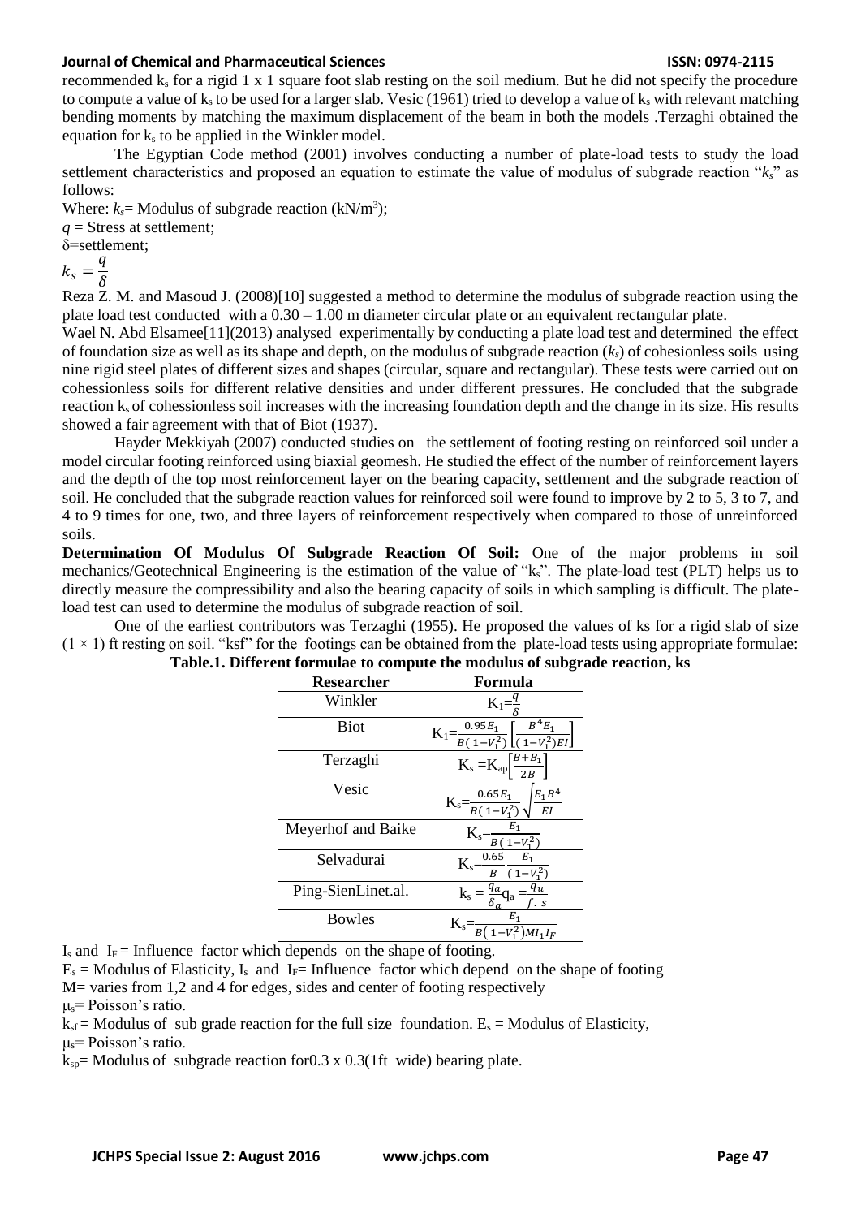recommended $k_s$ for a rigid 1 x 1 square foot slab resting on the soil medium. But he did not specify the procedure to compute a value of $k_s$ to be used for a larger slab. Vesic (1961) tried to develop a value of $k_s$ with relevant matching bending moments by matching the maximum displacement of the beam in both the models .Terzaghi obtained the equation for $k_s$ to be applied in the Winkler model.

The Egyptian Code method (2001) involves conducting a number of plate-load tests to study the load settlement characteristics and proposed an equation to estimate the value of modulus of subgrade reaction "$k_s$" as follows:

Where: $k_s$= Modulus of subgrade reaction (kN/m$^3$);

$q$ = Stress at settlement;

$\delta$=settlement;

$$k_s = \frac{q}{\delta}$$

Reza Z. M. and Masoud J. (2008)[10] suggested a method to determine the modulus of subgrade reaction using the plate load test conducted with a 0.30 – 1.00 m diameter circular plate or an equivalent rectangular plate.

Wael N. Abd Elsamee[11](2013) analysed experimentally by conducting a plate load test and determined the effect of foundation size as well as its shape and depth, on the modulus of subgrade reaction ($k_s$) of cohesionless soils using nine rigid steel plates of different sizes and shapes (circular, square and rectangular). These tests were carried out on cohessionless soils for different relative densities and under different pressures. He concluded that the subgrade reaction $k_s$ of cohessionless soil increases with the increasing foundation depth and the change in its size. His results showed a fair agreement with that of Biot (1937).

Hayder Mekkiyah (2007) conducted studies on the settlement of footing resting on reinforced soil under a model circular footing reinforced using biaxial geomesh. He studied the effect of the number of reinforcement layers and the depth of the top most reinforcement layer on the bearing capacity, settlement and the subgrade reaction of soil. He concluded that the subgrade reaction values for reinforced soil were found to improve by 2 to 5, 3 to 7, and 4 to 9 times for one, two, and three layers of reinforcement respectively when compared to those of unreinforced soils.

**Determination Of Modulus Of Subgrade Reaction Of Soil:** One of the major problems in soil mechanics/Geotechnical Engineering is the estimation of the value of "$k_s$". The plate-load test (PLT) helps us to directly measure the compressibility and also the bearing capacity of soils in which sampling is difficult. The plate-load test can used to determine the modulus of subgrade reaction of soil.

One of the earliest contributors was Terzaghi (1955). He proposed the values of ks for a rigid slab of size $(1 \times 1)$ ft resting on soil. "ksf" for the footings can be obtained from the plate-load tests using appropriate formulae:

**Table.1. Different formulae to compute the modulus of subgrade reaction, ks**

| Researcher | Formula |
|---|---|
| Winkler | $K_1=\frac{q}{\delta}$ |
| Biot | $K_1=\frac{0.95E_1}{B(1-V_1^2)}\left[\frac{B^4E_1}{(1-V_1^2)EI}\right]$ |
| Terzaghi | $K_s=K_{ap}\left[\frac{B+B_1}{2B}\right]$ |
| Vesic | $K_s=\frac{0.65E_1}{B(1-V_1^2)}\sqrt{\frac{E_1B^4}{EI}}$ |
| Meyerhof and Baike | $K_s=\frac{E_1}{B(1-V_1^2)}$ |
| Selvadurai | $K_s=\frac{0.65}{B}\frac{E_1}{(1-V_1^2)}$ |
| Ping-SienLinet.al. | $k_s=\frac{q_a}{\delta_a}q_a=\frac{q_u}{f.\ s}$ |
| Bowles | $K_s=\frac{E_1}{B(1-V_1^2)MI_1I_F}$ |

$I_s$ and $I_F$ = Influence factor which depends on the shape of footing.

$E_s$ = Modulus of Elasticity, $I_s$ and $I_F$= Influence factor which depend on the shape of footing

M= varies from 1,2 and 4 for edges, sides and center of footing respectively

$\mu_s$= Poisson's ratio.

$k_{sf}$ = Modulus of sub grade reaction for the full size foundation. $E_s$ = Modulus of Elasticity,

$\mu_s$= Poisson's ratio.

$k_{sp}$= Modulus of subgrade reaction for0.3 x 0.3(1ft wide) bearing plate.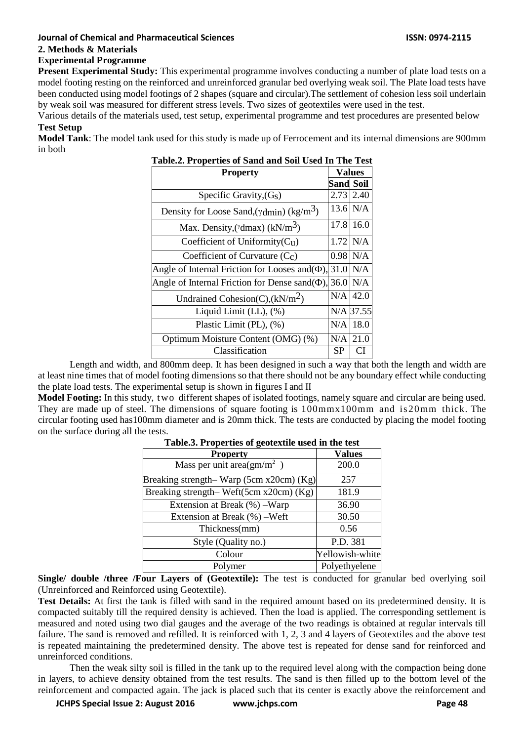## 2. Methods & Materials

### Experimental Programme

**Present Experimental Study:** This experimental programme involves conducting a number of plate load tests on a model footing resting on the reinforced and unreinforced granular bed overlying weak soil. The Plate load tests have been conducted using model footings of 2 shapes (square and circular).The settlement of cohesion less soil underlain by weak soil was measured for different stress levels. Two sizes of geotextiles were used in the test.

Various details of the materials used, test setup, experimental programme and test procedures are presented below

### Test Setup

**Model Tank**: The model tank used for this study is made up of Ferrocement and its internal dimensions are 900mm in both

**Table.2. Properties of Sand and Soil Used In The Test**

| Property | Values | |
|---|---|---|
| | Sand | Soil |
| Specific Gravity,($G_S$) | 2.73 | 2.40 |
| Density for Loose Sand,($\gamma_{dmin}$) (kg/m$^3$) | 13.6 | N/A |
| Max. Density,($\gamma_{dmax}$) (kN/m$^3$) | 17.8 | 16.0 |
| Coefficient of Uniformity($C_U$) | 1.72 | N/A |
| Coefficient of Curvature ($C_C$) | 0.98 | N/A |
| Angle of Internal Friction for Looses and($\Phi$), | 31.0 | N/A |
| Angle of Internal Friction for Dense sand($\Phi$), | 36.0 | N/A |
| Undrained Cohesion(C),(kN/m$^2$) | N/A | 42.0 |
| Liquid Limit (LL), (%) | N/A | 37.55 |
| Plastic Limit (PL), (%) | N/A | 18.0 |
| Optimum Moisture Content (OMG) (%) | N/A | 21.0 |
| Classification | SP | CI |

Length and width, and 800mm deep. It has been designed in such a way that both the length and width are at least nine times that of model footing dimensions so that there should not be any boundary effect while conducting the plate load tests. The experimental setup is shown in figures I and II

**Model Footing:** In this study, two different shapes of isolated footings, namely square and circular are being used. They are made up of steel. The dimensions of square footing is 100mmx100mm and is20mm thick. The circular footing used has100mm diameter and is 20mm thick. The tests are conducted by placing the model footing on the surface during all the tests.

**Table.3. Properties of geotextile used in the test**

| Property | Values |
|---|---|
| Mass per unit area(gm/m$^2$ ) | 200.0 |
| Breaking strength– Warp (5cm x20cm) (Kg) | 257 |
| Breaking strength– Weft(5cm x20cm) (Kg) | 181.9 |
| Extension at Break (%) –Warp | 36.90 |
| Extension at Break (%) –Weft | 30.50 |
| Thickness(mm) | 0.56 |
| Style (Quality no.) | P.D. 381 |
| Colour | Yellowish-white |
| Polymer | Polyethyelene |

**Single/ double /three /Four Layers of (Geotextile):** The test is conducted for granular bed overlying soil (Unreinforced and Reinforced using Geotextile).

**Test Details:** At first the tank is filled with sand in the required amount based on its predetermined density. It is compacted suitably till the required density is achieved. Then the load is applied. The corresponding settlement is measured and noted using two dial gauges and the average of the two readings is obtained at regular intervals till failure. The sand is removed and refilled. It is reinforced with 1, 2, 3 and 4 layers of Geotextiles and the above test is repeated maintaining the predetermined density. The above test is repeated for dense sand for reinforced and unreinforced conditions.

Then the weak silty soil is filled in the tank up to the required level along with the compaction being done in layers, to achieve density obtained from the test results. The sand is then filled up to the bottom level of the reinforcement and compacted again. The jack is placed such that its center is exactly above the reinforcement and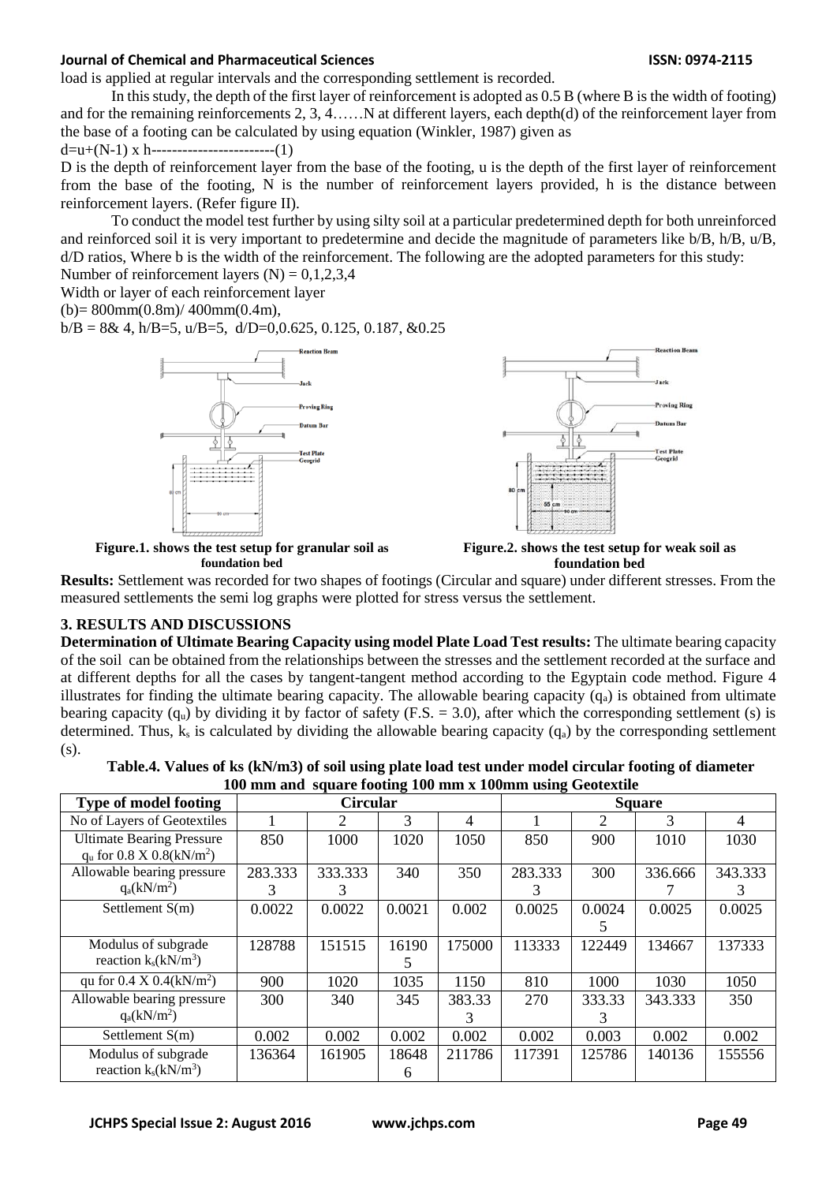load is applied at regular intervals and the corresponding settlement is recorded.

In this study, the depth of the first layer of reinforcement is adopted as 0.5 B (where B is the width of footing) and for the remaining reinforcements 2, 3, 4……N at different layers, each depth(d) of the reinforcement layer from the base of a footing can be calculated by using equation (Winkler, 1987) given as

$d=u+(N-1) \times h$------------------------(1)

D is the depth of reinforcement layer from the base of the footing, u is the depth of the first layer of reinforcement from the base of the footing, N is the number of reinforcement layers provided, h is the distance between reinforcement layers. (Refer figure II).

To conduct the model test further by using silty soil at a particular predetermined depth for both unreinforced and reinforced soil it is very important to predetermine and decide the magnitude of parameters like b/B, h/B, u/B, d/D ratios, Where b is the width of the reinforcement. The following are the adopted parameters for this study:

Number of reinforcement layers (N) = 0,1,2,3,4

Width or layer of each reinforcement layer

(b)= 800mm(0.8m)/ 400mm(0.4m),

b/B = 8& 4, h/B=5, u/B=5, d/D=0,0.625, 0.125, 0.187, &0.25

**Figure.1. shows the test setup for granular soil as foundation bed**

**Figure.2. shows the test setup for weak soil as foundation bed**

**Results:** Settlement was recorded for two shapes of footings (Circular and square) under different stresses. From the measured settlements the semi log graphs were plotted for stress versus the settlement.

## 3. RESULTS AND DISCUSSIONS

**Determination of Ultimate Bearing Capacity using model Plate Load Test results:** The ultimate bearing capacity of the soil can be obtained from the relationships between the stresses and the settlement recorded at the surface and at different depths for all the cases by tangent-tangent method according to the Egyptain code method. Figure 4 illustrates for finding the ultimate bearing capacity. The allowable bearing capacity ($q_a$) is obtained from ultimate bearing capacity ($q_u$) by dividing it by factor of safety (F.S. = 3.0), after which the corresponding settlement (s) is determined. Thus, $k_s$ is calculated by dividing the allowable bearing capacity ($q_a$) by the corresponding settlement (s).

**Table.4. Values of ks (kN/m3) of soil using plate load test under model circular footing of diameter 100 mm and square footing 100 mm x 100mm using Geotextile**

| Type of model footing | Circular | | | | Square | | | |
|---|---|---|---|---|---|---|---|---|
| No of Layers of Geotextiles | 1 | 2 | 3 | 4 | 1 | 2 | 3 | 4 |
| Ultimate Bearing Pressure $q_u$ for 0.8 X 0.8($kN/m^2$) | 850 | 1000 | 1020 | 1050 | 850 | 900 | 1010 | 1030 |
| Allowable bearing pressure $q_a$($kN/m^2$) | 283.3333 | 333.3333 | 340 | 350 | 283.3333 | 300 | 336.6667 | 343.3333 |
| Settlement S(m) | 0.0022 | 0.0022 | 0.0021 | 0.002 | 0.0025 | 0.00245 | 0.0025 | 0.0025 |
| Modulus of subgrade reaction $k_s$($kN/m^3$) | 128788 | 151515 | 161905 | 175000 | 113333 | 122449 | 134667 | 137333 |
| qu for 0.4 X 0.4($kN/m^2$) | 900 | 1020 | 1035 | 1150 | 810 | 1000 | 1030 | 1050 |
| Allowable bearing pressure $q_a$($kN/m^2$) | 300 | 340 | 345 | 383.333 | 270 | 333.333 | 343.333 | 350 |
| Settlement S(m) | 0.002 | 0.002 | 0.002 | 0.002 | 0.002 | 0.003 | 0.002 | 0.002 |
| Modulus of subgrade reaction $k_s$($kN/m^3$) | 136364 | 161905 | 186486 | 211786 | 117391 | 125786 | 140136 | 155556 |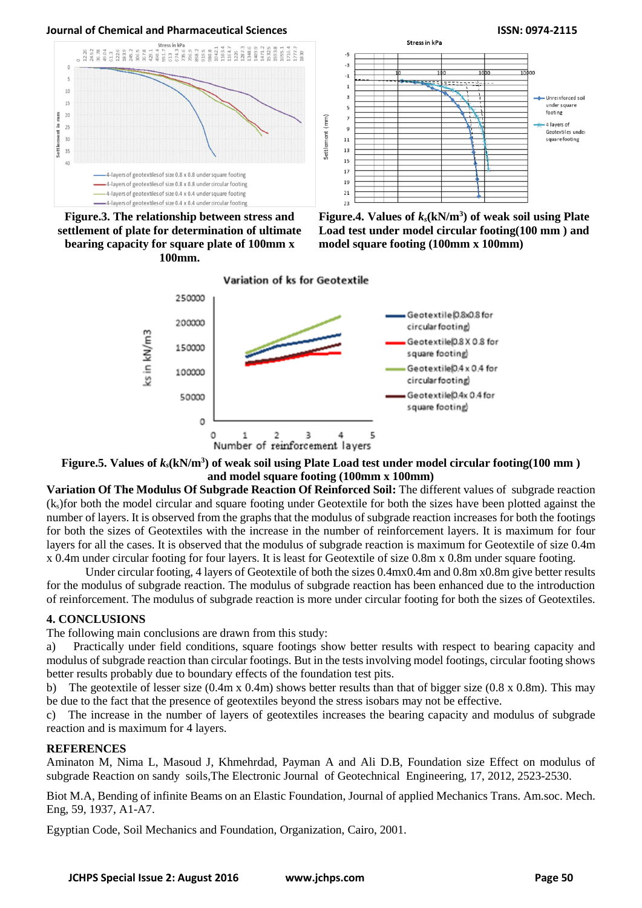**Figure.3. The relationship between stress and settlement of plate for determination of ultimate bearing capacity for square plate of 100mm x 100mm.**

**Figure.4. Values of $k_s$(kN/m$^3$) of weak soil using Plate Load test under model circular footing(100 mm ) and model square footing (100mm x 100mm)**

**Figure.5. Values of $k_s$(kN/m$^3$) of weak soil using Plate Load test under model circular footing(100 mm ) and model square footing (100mm x 100mm)**

**Variation Of The Modulus Of Subgrade Reaction Of Reinforced Soil:** The different values of subgrade reaction ($k_s$)for both the model circular and square footing under Geotextile for both the sizes have been plotted against the number of layers. It is observed from the graphs that the modulus of subgrade reaction increases for both the footings for both the sizes of Geotextiles with the increase in the number of reinforcement layers. It is maximum for four layers for all the cases. It is observed that the modulus of subgrade reaction is maximum for Geotextile of size 0.4m x 0.4m under circular footing for four layers. It is least for Geotextile of size 0.8m x 0.8m under square footing.

Under circular footing, 4 layers of Geotextile of both the sizes 0.4mx0.4m and 0.8m x0.8m give better results for the modulus of subgrade reaction. The modulus of subgrade reaction has been enhanced due to the introduction of reinforcement. The modulus of subgrade reaction is more under circular footing for both the sizes of Geotextiles.

## 4. CONCLUSIONS

The following main conclusions are drawn from this study:

a) Practically under field conditions, square footings show better results with respect to bearing capacity and modulus of subgrade reaction than circular footings. But in the tests involving model footings, circular footing shows better results probably due to boundary effects of the foundation test pits.

b) The geotextile of lesser size (0.4m x 0.4m) shows better results than that of bigger size (0.8 x 0.8m). This may be due to the fact that the presence of geotextiles beyond the stress isobars may not be effective.

c) The increase in the number of layers of geotextiles increases the bearing capacity and modulus of subgrade reaction and is maximum for 4 layers.

## REFERENCES

Aminaton M, Nima L, Masoud J, Khmehrdad, Payman A and Ali D.B, Foundation size Effect on modulus of subgrade Reaction on sandy soils,The Electronic Journal of Geotechnical Engineering, 17, 2012, 2523-2530.

Biot M.A, Bending of infinite Beams on an Elastic Foundation, Journal of applied Mechanics Trans. Am.soc. Mech. Eng, 59, 1937, A1-A7.

Egyptian Code, Soil Mechanics and Foundation, Organization, Cairo, 2001.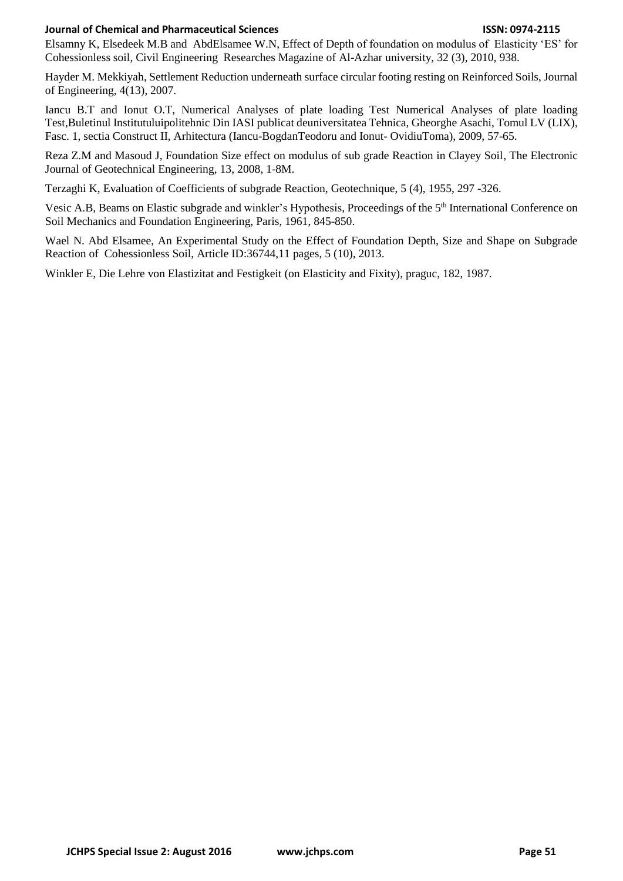Elsamny K, Elsedeek M.B and AbdElsamee W.N, Effect of Depth of foundation on modulus of Elasticity 'ES' for Cohessionless soil, Civil Engineering Researches Magazine of Al-Azhar university, 32 (3), 2010, 938.

Hayder M. Mekkiyah, Settlement Reduction underneath surface circular footing resting on Reinforced Soils, Journal of Engineering, 4(13), 2007.

Iancu B.T and Ionut O.T, Numerical Analyses of plate loading Test Numerical Analyses of plate loading Test,Buletinul Institutuluipolitehnic Din IASI publicat deuniversitatea Tehnica, Gheorghe Asachi, Tomul LV (LIX), Fasc. 1, sectia Construct II, Arhitectura (Iancu-BogdanTeodoru and Ionut- OvidiuToma), 2009, 57-65.

Reza Z.M and Masoud J, Foundation Size effect on modulus of sub grade Reaction in Clayey Soil, The Electronic Journal of Geotechnical Engineering, 13, 2008, 1-8M.

Terzaghi K, Evaluation of Coefficients of subgrade Reaction, Geotechnique, 5 (4), 1955, 297 -326.

Vesic A.B, Beams on Elastic subgrade and winkler's Hypothesis, Proceedings of the 5th International Conference on Soil Mechanics and Foundation Engineering, Paris, 1961, 845-850.

Wael N. Abd Elsamee, An Experimental Study on the Effect of Foundation Depth, Size and Shape on Subgrade Reaction of Cohessionless Soil, Article ID:36744,11 pages, 5 (10), 2013.

Winkler E, Die Lehre von Elastizitat and Festigkeit (on Elasticity and Fixity), praguc, 182, 1987.